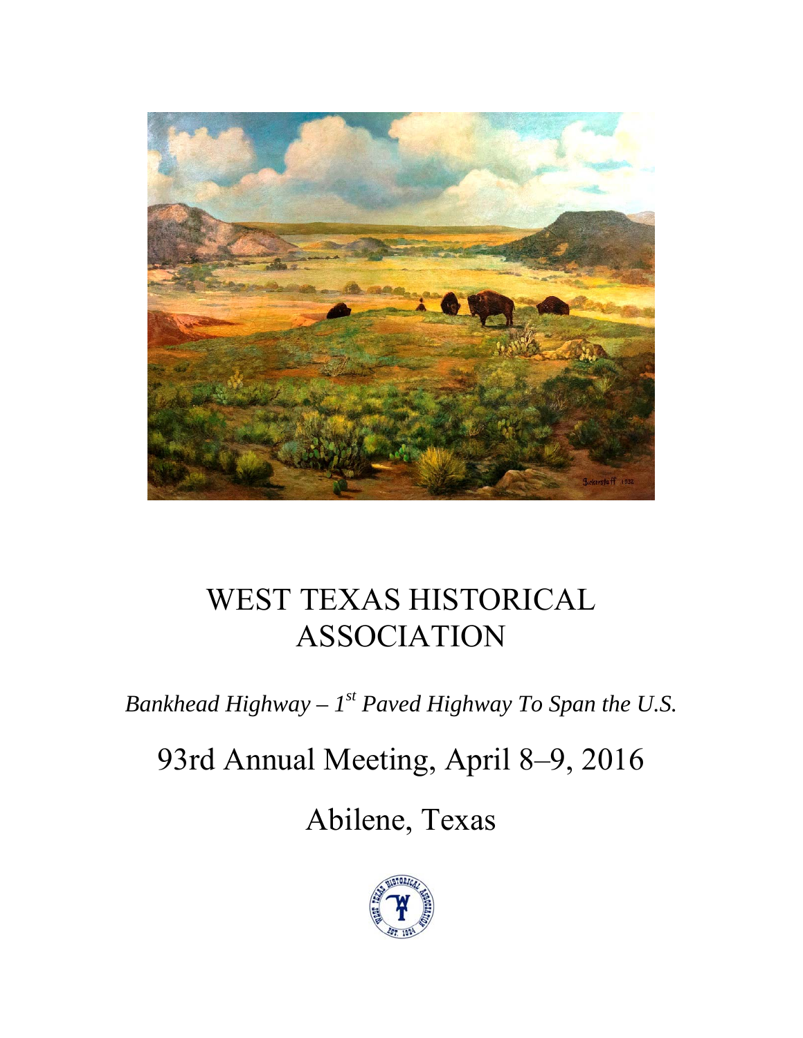# WEST TEXAS HISTORICAL ASSOCIATION

*Bankhead Highway – 1st Paved Highway To Span the U.S.*

## 93rd Annual Meeting, April 8–9, 2016

## Abilene, Texas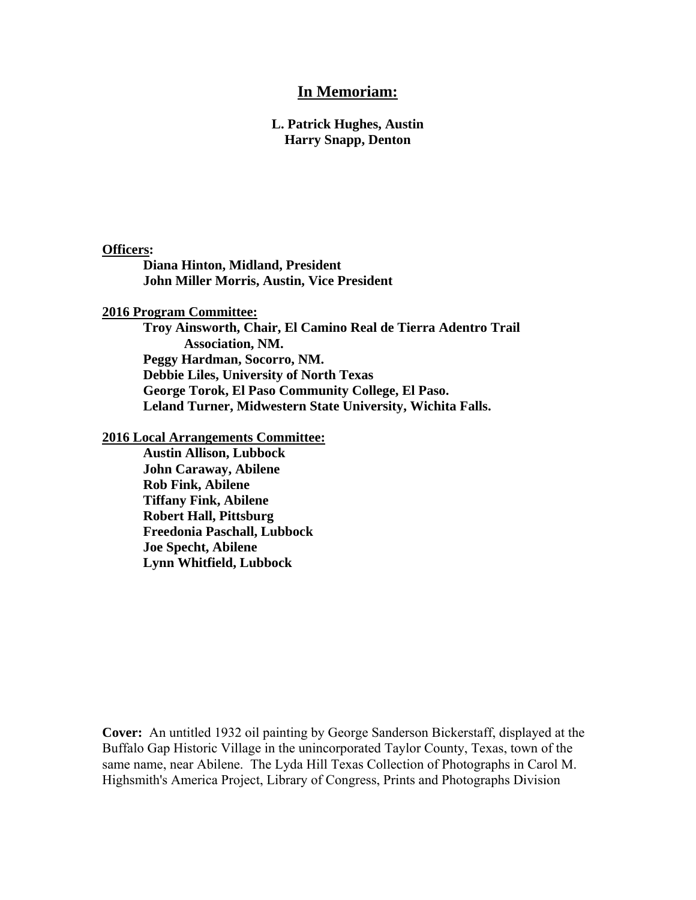## In Memoriam:

**L. Patrick Hughes, Austin**
**Harry Snapp, Denton**

**Officers:**

**Diana Hinton, Midland, President**
**John Miller Morris, Austin, Vice President**

**2016 Program Committee:**

**Troy Ainsworth, Chair, El Camino Real de Tierra Adentro Trail Association, NM.**
**Peggy Hardman, Socorro, NM.**
**Debbie Liles, University of North Texas**
**George Torok, El Paso Community College, El Paso.**
**Leland Turner, Midwestern State University, Wichita Falls.**

**2016 Local Arrangements Committee:**

**Austin Allison, Lubbock**
**John Caraway, Abilene**
**Rob Fink, Abilene**
**Tiffany Fink, Abilene**
**Robert Hall, Pittsburg**
**Freedonia Paschall, Lubbock**
**Joe Specht, Abilene**
**Lynn Whitfield, Lubbock**

**Cover:** An untitled 1932 oil painting by George Sanderson Bickerstaff, displayed at the Buffalo Gap Historic Village in the unincorporated Taylor County, Texas, town of the same name, near Abilene. The Lyda Hill Texas Collection of Photographs in Carol M. Highsmith's America Project, Library of Congress, Prints and Photographs Division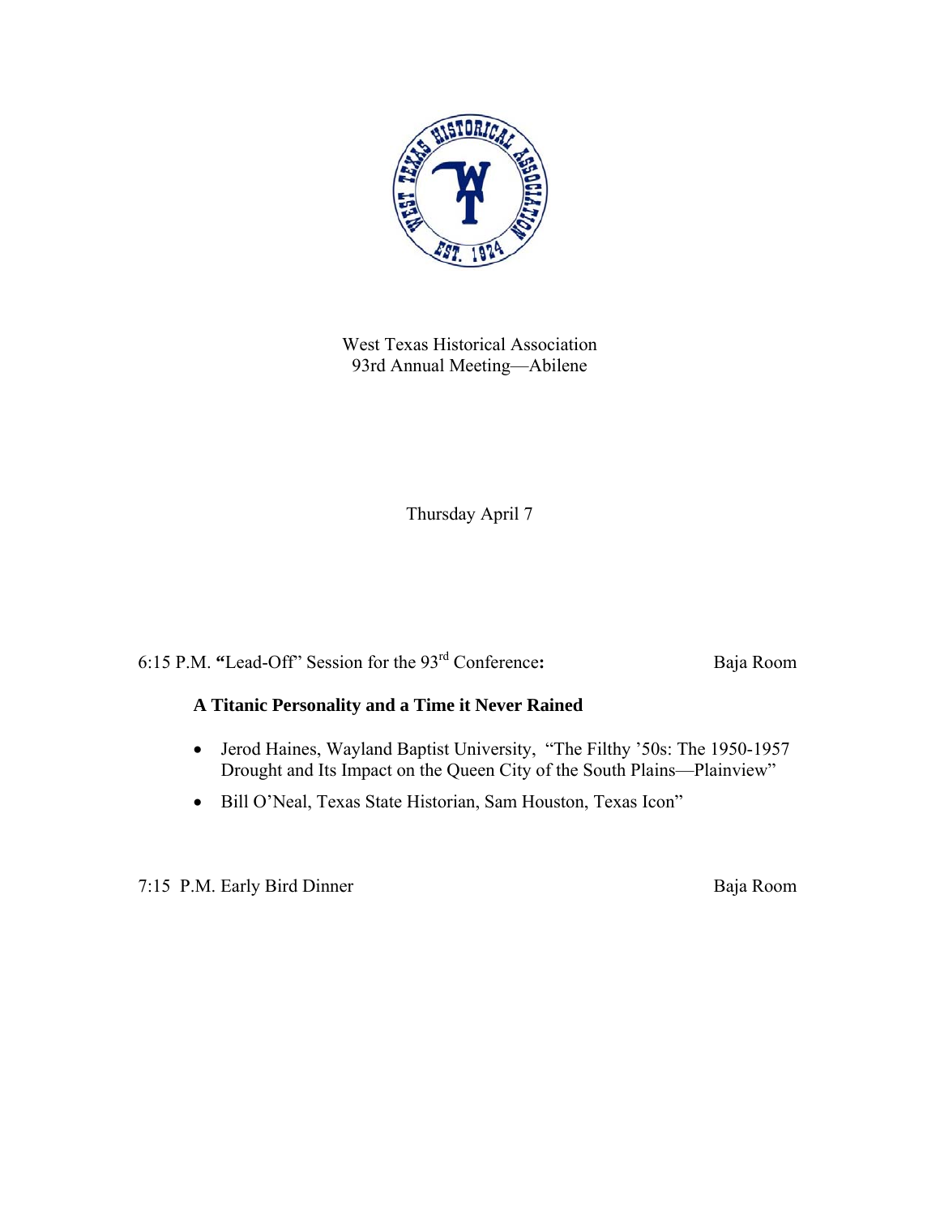West Texas Historical Association
93rd Annual Meeting—Abilene

Thursday April 7

6:15 P.M. **"**Lead-Off" Session for the 93rd Conference**:** Baja Room

**A Titanic Personality and a Time it Never Rained**

- Jerod Haines, Wayland Baptist University, "The Filthy '50s: The 1950-1957 Drought and Its Impact on the Queen City of the South Plains—Plainview"
- Bill O'Neal, Texas State Historian, Sam Houston, Texas Icon"

7:15 P.M. Early Bird Dinner Baja Room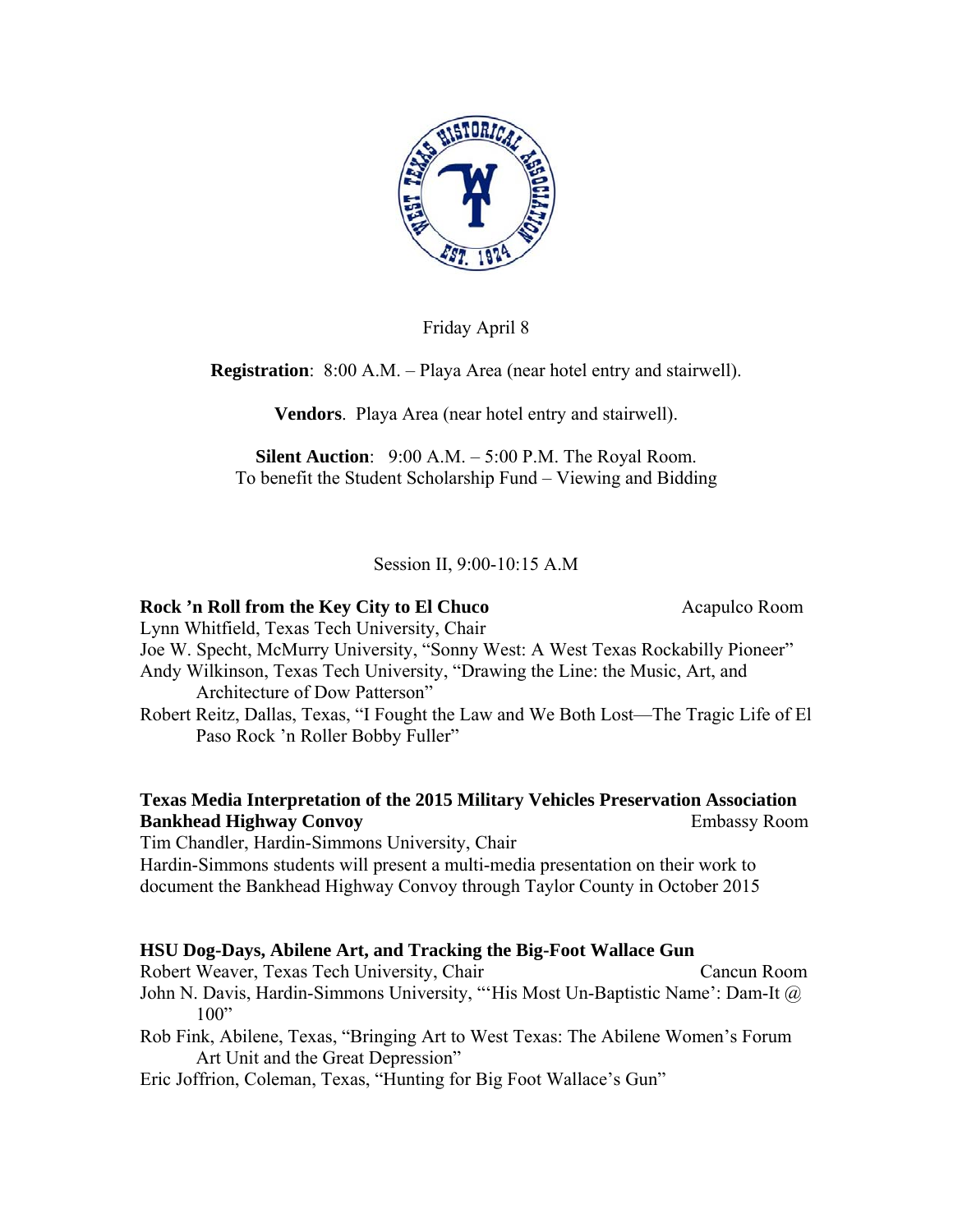Friday April 8

**Registration**: 8:00 A.M. – Playa Area (near hotel entry and stairwell).

**Vendors**. Playa Area (near hotel entry and stairwell).

**Silent Auction**: 9:00 A.M. – 5:00 P.M. The Royal Room.
To benefit the Student Scholarship Fund – Viewing and Bidding

Session II, 9:00-10:15 A.M

**Rock 'n Roll from the Key City to El Chuco** — Acapulco Room

Lynn Whitfield, Texas Tech University, Chair
Joe W. Specht, McMurry University, "Sonny West: A West Texas Rockabilly Pioneer"
Andy Wilkinson, Texas Tech University, "Drawing the Line: the Music, Art, and Architecture of Dow Patterson"
Robert Reitz, Dallas, Texas, "I Fought the Law and We Both Lost—The Tragic Life of El Paso Rock 'n Roller Bobby Fuller"

**Texas Media Interpretation of the 2015 Military Vehicles Preservation Association Bankhead Highway Convoy** — Embassy Room

Tim Chandler, Hardin-Simmons University, Chair
Hardin-Simmons students will present a multi-media presentation on their work to document the Bankhead Highway Convoy through Taylor County in October 2015

**HSU Dog-Days, Abilene Art, and Tracking the Big-Foot Wallace Gun** — Cancun Room

Robert Weaver, Texas Tech University, Chair
John N. Davis, Hardin-Simmons University, "'His Most Un-Baptistic Name': Dam-It @ 100"
Rob Fink, Abilene, Texas, "Bringing Art to West Texas: The Abilene Women's Forum Art Unit and the Great Depression"
Eric Joffrion, Coleman, Texas, "Hunting for Big Foot Wallace's Gun"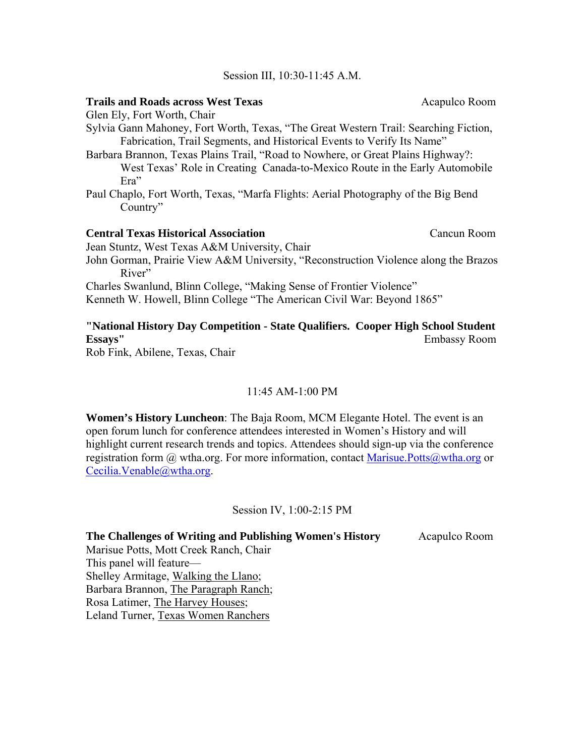Session III, 10:30-11:45 A.M.

**Trails and Roads across West Texas** — Acapulco Room

Glen Ely, Fort Worth, Chair

Sylvia Gann Mahoney, Fort Worth, Texas, "The Great Western Trail: Searching Fiction, Fabrication, Trail Segments, and Historical Events to Verify Its Name"

Barbara Brannon, Texas Plains Trail, "Road to Nowhere, or Great Plains Highway?: West Texas' Role in Creating Canada-to-Mexico Route in the Early Automobile Era"

Paul Chaplo, Fort Worth, Texas, "Marfa Flights: Aerial Photography of the Big Bend Country"

**Central Texas Historical Association** — Cancun Room

Jean Stuntz, West Texas A&M University, Chair

John Gorman, Prairie View A&M University, "Reconstruction Violence along the Brazos River"

Charles Swanlund, Blinn College, "Making Sense of Frontier Violence"

Kenneth W. Howell, Blinn College "The American Civil War: Beyond 1865"

**"National History Day Competition - State Qualifiers. Cooper High School Student Essays"** — Embassy Room

Rob Fink, Abilene, Texas, Chair

11:45 AM-1:00 PM

**Women's History Luncheon**: The Baja Room, MCM Elegante Hotel. The event is an open forum lunch for conference attendees interested in Women's History and will highlight current research trends and topics. Attendees should sign-up via the conference registration form @ wtha.org. For more information, contact Marisue.Potts@wtha.org or Cecilia.Venable@wtha.org.

Session IV, 1:00-2:15 PM

**The Challenges of Writing and Publishing Women's History** — Acapulco Room

Marisue Potts, Mott Creek Ranch, Chair

This panel will feature—

Shelley Armitage, Walking the Llano;

Barbara Brannon, The Paragraph Ranch;

Rosa Latimer, The Harvey Houses;

Leland Turner, Texas Women Ranchers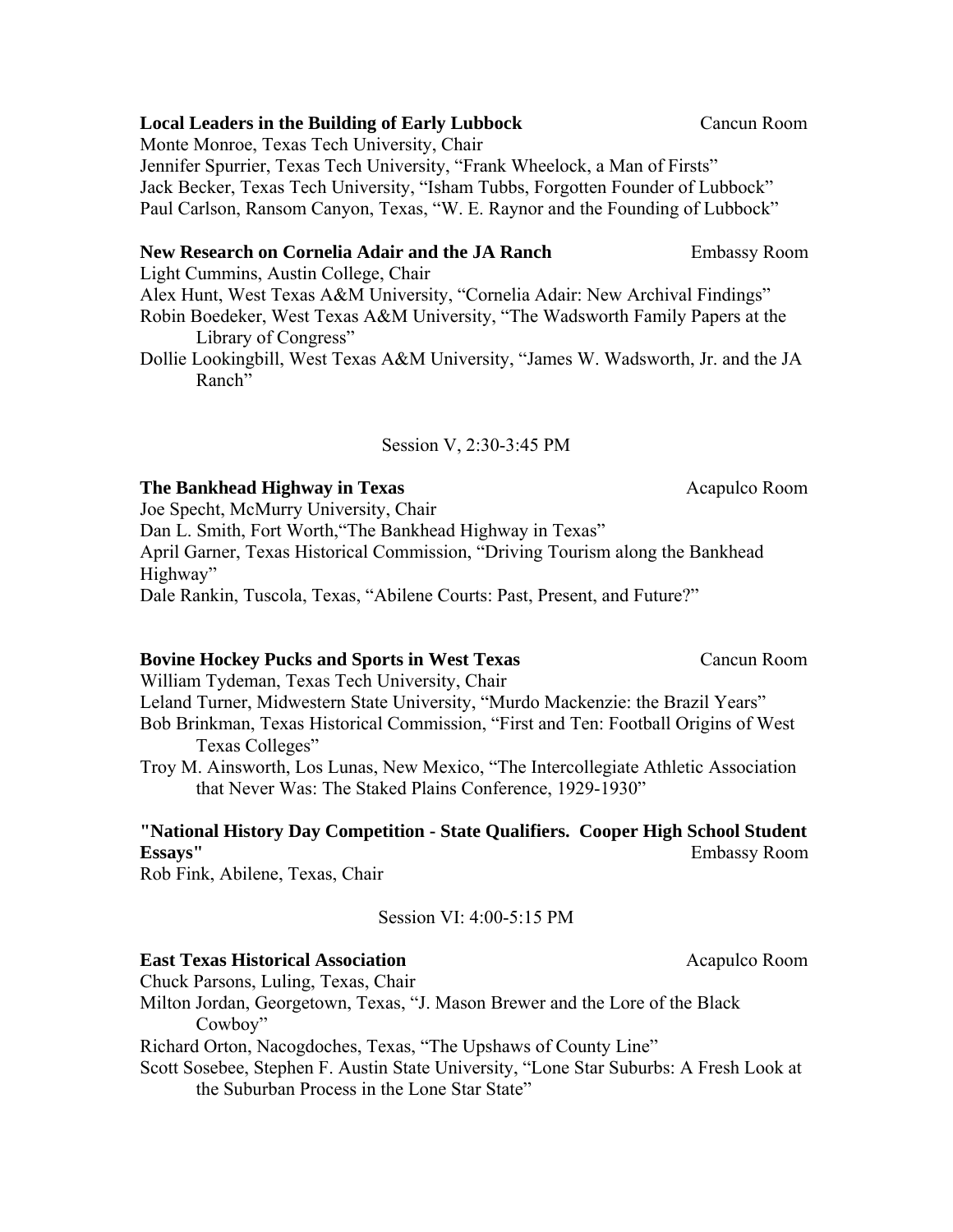**Local Leaders in the Building of Early Lubbock** Cancun Room

Monte Monroe, Texas Tech University, Chair
Jennifer Spurrier, Texas Tech University, "Frank Wheelock, a Man of Firsts"
Jack Becker, Texas Tech University, "Isham Tubbs, Forgotten Founder of Lubbock"
Paul Carlson, Ransom Canyon, Texas, "W. E. Raynor and the Founding of Lubbock"

**New Research on Cornelia Adair and the JA Ranch** Embassy Room

Light Cummins, Austin College, Chair
Alex Hunt, West Texas A&M University, "Cornelia Adair: New Archival Findings"
Robin Boedeker, West Texas A&M University, "The Wadsworth Family Papers at the Library of Congress"
Dollie Lookingbill, West Texas A&M University, "James W. Wadsworth, Jr. and the JA Ranch"

Session V, 2:30-3:45 PM

**The Bankhead Highway in Texas** Acapulco Room

Joe Specht, McMurry University, Chair
Dan L. Smith, Fort Worth, "The Bankhead Highway in Texas"
April Garner, Texas Historical Commission, "Driving Tourism along the Bankhead Highway"
Dale Rankin, Tuscola, Texas, "Abilene Courts: Past, Present, and Future?"

**Bovine Hockey Pucks and Sports in West Texas** Cancun Room

William Tydeman, Texas Tech University, Chair
Leland Turner, Midwestern State University, "Murdo Mackenzie: the Brazil Years"
Bob Brinkman, Texas Historical Commission, "First and Ten: Football Origins of West Texas Colleges"
Troy M. Ainsworth, Los Lunas, New Mexico, "The Intercollegiate Athletic Association that Never Was: The Staked Plains Conference, 1929-1930"

**"National History Day Competition - State Qualifiers. Cooper High School Student Essays"** Embassy Room

Rob Fink, Abilene, Texas, Chair

Session VI: 4:00-5:15 PM

**East Texas Historical Association** Acapulco Room

Chuck Parsons, Luling, Texas, Chair
Milton Jordan, Georgetown, Texas, "J. Mason Brewer and the Lore of the Black Cowboy"
Richard Orton, Nacogdoches, Texas, "The Upshaws of County Line"
Scott Sosebee, Stephen F. Austin State University, "Lone Star Suburbs: A Fresh Look at the Suburban Process in the Lone Star State"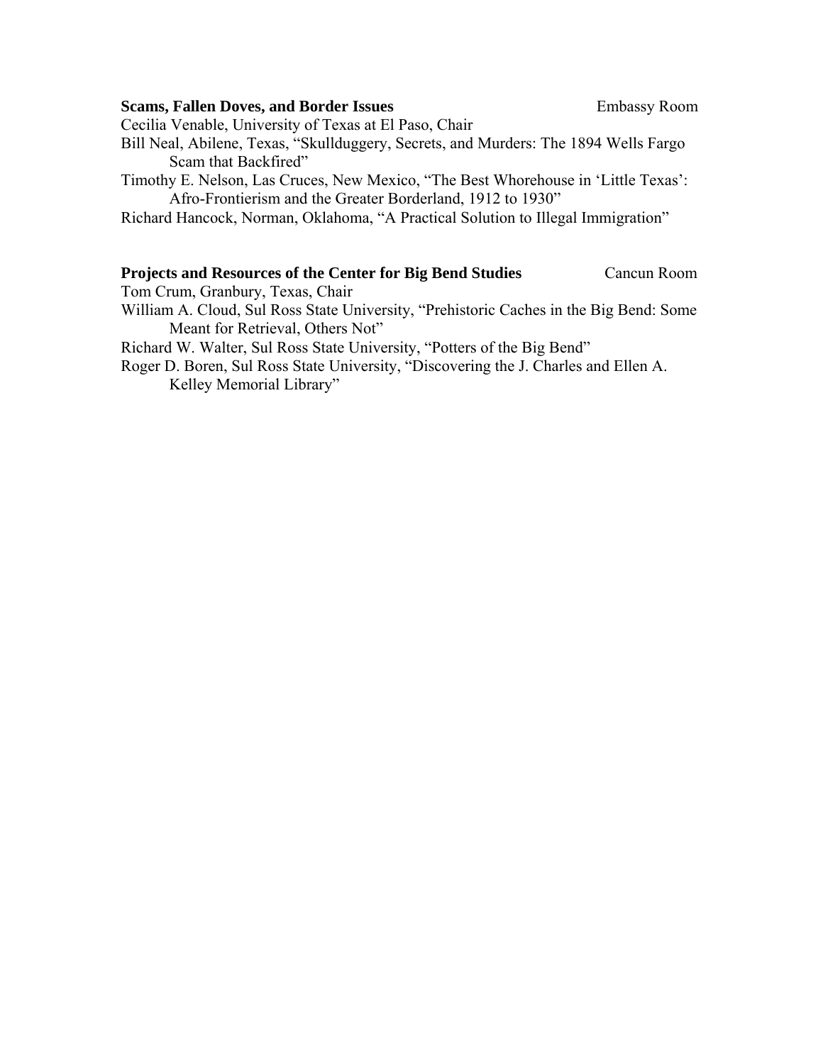**Scams, Fallen Doves, and Border Issues** Embassy Room

Cecilia Venable, University of Texas at El Paso, Chair

Bill Neal, Abilene, Texas, "Skullduggery, Secrets, and Murders: The 1894 Wells Fargo Scam that Backfired"

Timothy E. Nelson, Las Cruces, New Mexico, "The Best Whorehouse in 'Little Texas': Afro-Frontierism and the Greater Borderland, 1912 to 1930"

Richard Hancock, Norman, Oklahoma, "A Practical Solution to Illegal Immigration"

**Projects and Resources of the Center for Big Bend Studies** Cancun Room

Tom Crum, Granbury, Texas, Chair

William A. Cloud, Sul Ross State University, "Prehistoric Caches in the Big Bend: Some Meant for Retrieval, Others Not"

Richard W. Walter, Sul Ross State University, "Potters of the Big Bend"

Roger D. Boren, Sul Ross State University, "Discovering the J. Charles and Ellen A. Kelley Memorial Library"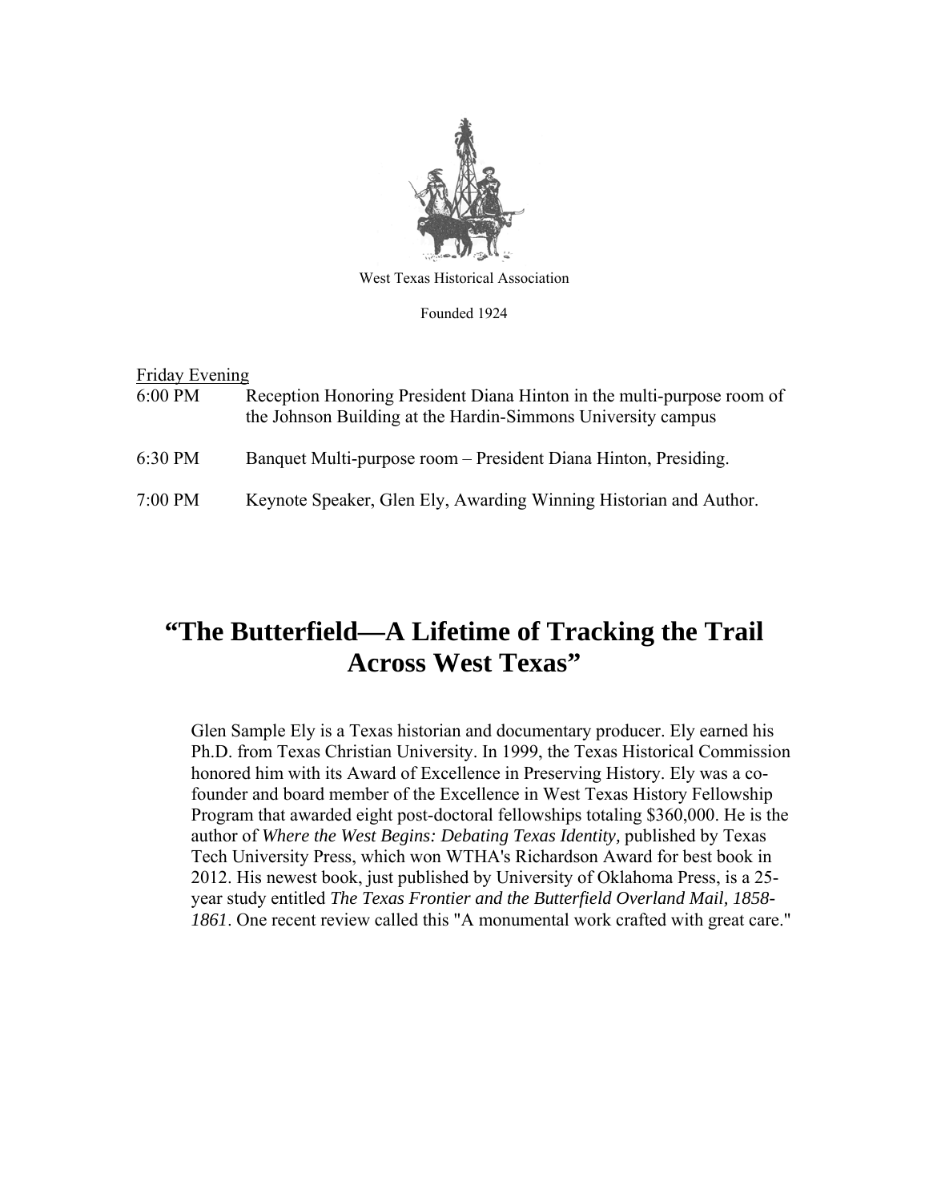West Texas Historical Association

Founded 1924

Friday Evening

6:00 PM Reception Honoring President Diana Hinton in the multi-purpose room of the Johnson Building at the Hardin-Simmons University campus

6:30 PM Banquet Multi-purpose room – President Diana Hinton, Presiding.

7:00 PM Keynote Speaker, Glen Ely, Awarding Winning Historian and Author.

# "The Butterfield—A Lifetime of Tracking the Trail Across West Texas"

Glen Sample Ely is a Texas historian and documentary producer. Ely earned his Ph.D. from Texas Christian University. In 1999, the Texas Historical Commission honored him with its Award of Excellence in Preserving History. Ely was a co-founder and board member of the Excellence in West Texas History Fellowship Program that awarded eight post-doctoral fellowships totaling $360,000. He is the author of *Where the West Begins: Debating Texas Identity*, published by Texas Tech University Press, which won WTHA's Richardson Award for best book in 2012. His newest book, just published by University of Oklahoma Press, is a 25-year study entitled *The Texas Frontier and the Butterfield Overland Mail, 1858-1861*. One recent review called this "A monumental work crafted with great care."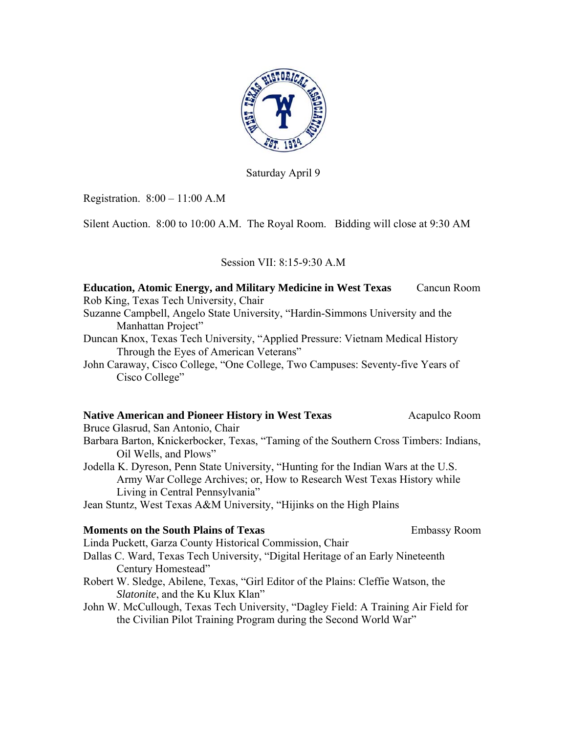Saturday April 9

Registration. 8:00 – 11:00 A.M

Silent Auction. 8:00 to 10:00 A.M. The Royal Room. Bidding will close at 9:30 AM

Session VII: 8:15-9:30 A.M

**Education, Atomic Energy, and Military Medicine in West Texas** Cancun Room

Rob King, Texas Tech University, Chair

Suzanne Campbell, Angelo State University, "Hardin-Simmons University and the Manhattan Project"

Duncan Knox, Texas Tech University, "Applied Pressure: Vietnam Medical History Through the Eyes of American Veterans"

John Caraway, Cisco College, "One College, Two Campuses: Seventy-five Years of Cisco College"

**Native American and Pioneer History in West Texas** Acapulco Room

Bruce Glasrud, San Antonio, Chair

Barbara Barton, Knickerbocker, Texas, "Taming of the Southern Cross Timbers: Indians, Oil Wells, and Plows"

Jodella K. Dyreson, Penn State University, "Hunting for the Indian Wars at the U.S. Army War College Archives; or, How to Research West Texas History while Living in Central Pennsylvania"

Jean Stuntz, West Texas A&M University, "Hijinks on the High Plains

**Moments on the South Plains of Texas** Embassy Room

Linda Puckett, Garza County Historical Commission, Chair

Dallas C. Ward, Texas Tech University, "Digital Heritage of an Early Nineteenth Century Homestead"

Robert W. Sledge, Abilene, Texas, "Girl Editor of the Plains: Cleffie Watson, the *Slatonite*, and the Ku Klux Klan"

John W. McCullough, Texas Tech University, "Dagley Field: A Training Air Field for the Civilian Pilot Training Program during the Second World War"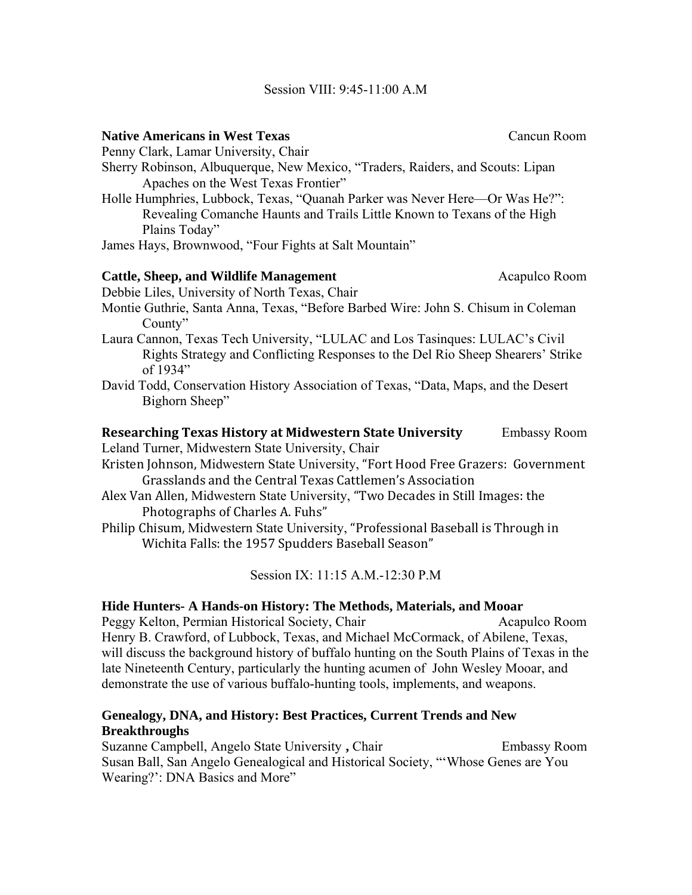Session VIII: 9:45-11:00 A.M

**Native Americans in West Texas** Cancun Room

Penny Clark, Lamar University, Chair

Sherry Robinson, Albuquerque, New Mexico, "Traders, Raiders, and Scouts: Lipan Apaches on the West Texas Frontier"

Holle Humphries, Lubbock, Texas, "Quanah Parker was Never Here—Or Was He?": Revealing Comanche Haunts and Trails Little Known to Texans of the High Plains Today"

James Hays, Brownwood, "Four Fights at Salt Mountain"

**Cattle, Sheep, and Wildlife Management** Acapulco Room

Debbie Liles, University of North Texas, Chair

Montie Guthrie, Santa Anna, Texas, "Before Barbed Wire: John S. Chisum in Coleman County"

Laura Cannon, Texas Tech University, "LULAC and Los Tasinques: LULAC's Civil Rights Strategy and Conflicting Responses to the Del Rio Sheep Shearers' Strike of 1934"

David Todd, Conservation History Association of Texas, "Data, Maps, and the Desert Bighorn Sheep"

**Researching Texas History at Midwestern State University** Embassy Room

Leland Turner, Midwestern State University, Chair

Kristen Johnson, Midwestern State University, "Fort Hood Free Grazers: Government Grasslands and the Central Texas Cattlemen's Association

Alex Van Allen, Midwestern State University, "Two Decades in Still Images: the Photographs of Charles A. Fuhs"

Philip Chisum, Midwestern State University, "Professional Baseball is Through in Wichita Falls: the 1957 Spudders Baseball Season"

Session IX: 11:15 A.M.-12:30 P.M

**Hide Hunters- A Hands-on History: The Methods, Materials, and Mooar**

Peggy Kelton, Permian Historical Society, Chair Acapulco Room

Henry B. Crawford, of Lubbock, Texas, and Michael McCormack, of Abilene, Texas, will discuss the background history of buffalo hunting on the South Plains of Texas in the late Nineteenth Century, particularly the hunting acumen of John Wesley Mooar, and demonstrate the use of various buffalo-hunting tools, implements, and weapons.

**Genealogy, DNA, and History: Best Practices, Current Trends and New Breakthroughs**

Suzanne Campbell, Angelo State University , Chair Embassy Room

Susan Ball, San Angelo Genealogical and Historical Society, "'Whose Genes are You Wearing?': DNA Basics and More"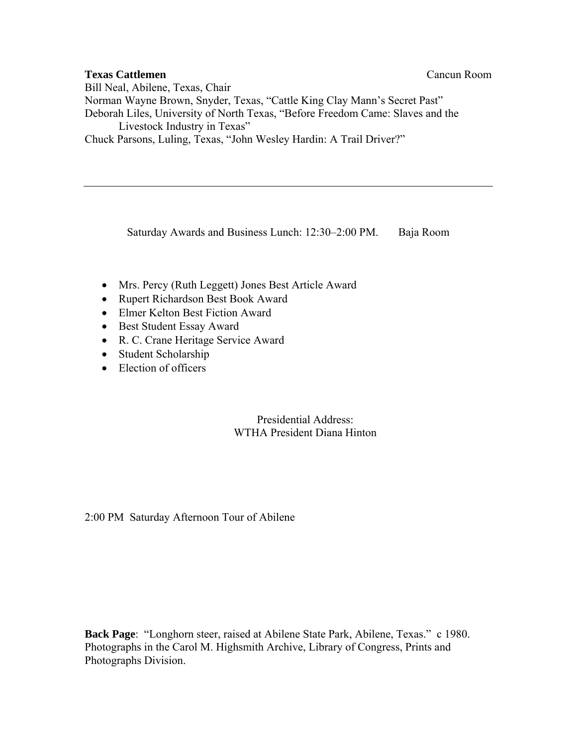**Texas Cattlemen** Cancun Room

Bill Neal, Abilene, Texas, Chair

Norman Wayne Brown, Snyder, Texas, "Cattle King Clay Mann's Secret Past"

Deborah Liles, University of North Texas, "Before Freedom Came: Slaves and the Livestock Industry in Texas"

Chuck Parsons, Luling, Texas, "John Wesley Hardin: A Trail Driver?"

---

Saturday Awards and Business Lunch: 12:30–2:00 PM. Baja Room

- Mrs. Percy (Ruth Leggett) Jones Best Article Award
- Rupert Richardson Best Book Award
- Elmer Kelton Best Fiction Award
- Best Student Essay Award
- R. C. Crane Heritage Service Award
- Student Scholarship
- Election of officers

Presidential Address:
WTHA President Diana Hinton

2:00 PM Saturday Afternoon Tour of Abilene

**Back Page**: "Longhorn steer, raised at Abilene State Park, Abilene, Texas." c 1980. Photographs in the Carol M. Highsmith Archive, Library of Congress, Prints and Photographs Division.